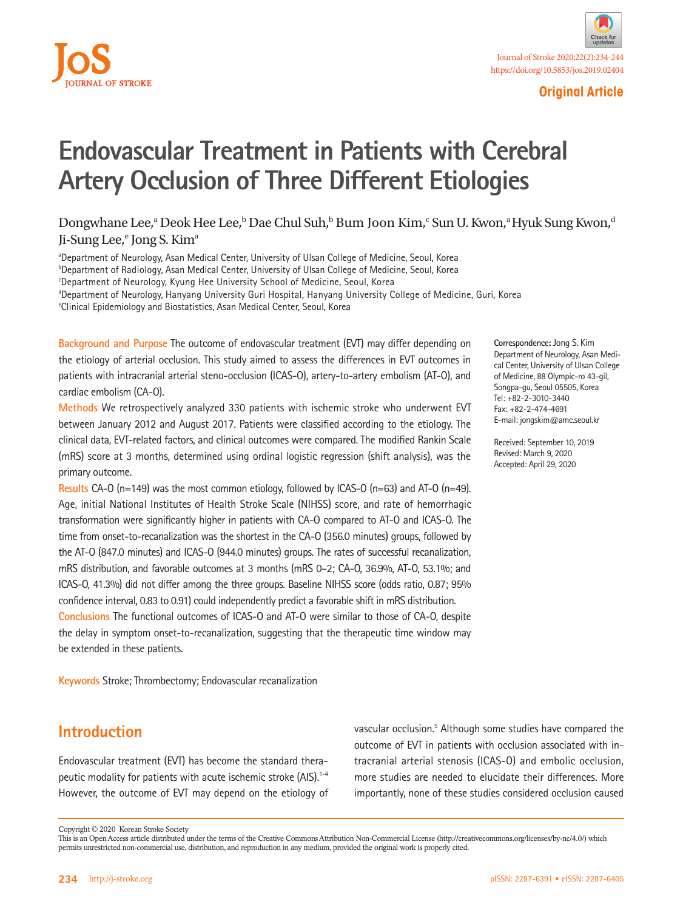Original Article

# Endovascular Treatment in Patients with Cerebral Artery Occlusion of Three Different Etiologies

Dongwhane Lee,[a] Deok Hee Lee,[b] Dae Chul Suh,[b] Bum Joon Kim,[c] Sun U. Kwon,[a] Hyuk Sung Kwon,[d] Ji-Sung Lee,[e] Jong S. Kim[a]

[a]Department of Neurology, Asan Medical Center, University of Ulsan College of Medicine, Seoul, Korea
[b]Department of Radiology, Asan Medical Center, University of Ulsan College of Medicine, Seoul, Korea
[c]Department of Neurology, Kyung Hee University School of Medicine, Seoul, Korea
[d]Department of Neurology, Hanyang University Guri Hospital, Hanyang University College of Medicine, Guri, Korea
[e]Clinical Epidemiology and Biostatistics, Asan Medical Center, Seoul, Korea

**Background and Purpose** The outcome of endovascular treatment (EVT) may differ depending on the etiology of arterial occlusion. This study aimed to assess the differences in EVT outcomes in patients with intracranial arterial steno-occlusion (ICAS-O), artery-to-artery embolism (AT-O), and cardiac embolism (CA-O).

**Methods** We retrospectively analyzed 330 patients with ischemic stroke who underwent EVT between January 2012 and August 2017. Patients were classified according to the etiology. The clinical data, EVT-related factors, and clinical outcomes were compared. The modified Rankin Scale (mRS) score at 3 months, determined using ordinal logistic regression (shift analysis), was the primary outcome.

**Results** CA-O (n=149) was the most common etiology, followed by ICAS-O (n=63) and AT-O (n=49). Age, initial National Institutes of Health Stroke Scale (NIHSS) score, and rate of hemorrhagic transformation were significantly higher in patients with CA-O compared to AT-O and ICAS-O. The time from onset-to-recanalization was the shortest in the CA-O (356.0 minutes) groups, followed by the AT-O (847.0 minutes) and ICAS-O (944.0 minutes) groups. The rates of successful recanalization, mRS distribution, and favorable outcomes at 3 months (mRS 0–2; CA-O, 36.9%, AT-O, 53.1%; and ICAS-O, 41.3%) did not differ among the three groups. Baseline NIHSS score (odds ratio, 0.87; 95% confidence interval, 0.83 to 0.91) could independently predict a favorable shift in mRS distribution.

**Conclusions** The functional outcomes of ICAS-O and AT-O were similar to those of CA-O, despite the delay in symptom onset-to-recanalization, suggesting that the therapeutic time window may be extended in these patients.

**Keywords** Stroke; Thrombectomy; Endovascular recanalization

**Correspondence:** Jong S. Kim
Department of Neurology, Asan Medical Center, University of Ulsan College of Medicine, 88 Olympic-ro 43-gil, Songpa-gu, Seoul 05505, Korea
Tel: +82-2-3010-3440
Fax: +82-2-474-4691
E-mail: jongskim@amc.seoul.kr

Received: September 10, 2019
Revised: March 9, 2020
Accepted: April 29, 2020

## Introduction

Endovascular treatment (EVT) has become the standard therapeutic modality for patients with acute ischemic stroke (AIS).[1-4] However, the outcome of EVT may depend on the etiology of vascular occlusion.[5] Although some studies have compared the outcome of EVT in patients with occlusion associated with intracranial arterial stenosis (ICAS-O) and embolic occlusion, more studies are needed to elucidate their differences. More importantly, none of these studies considered occlusion caused

Copyright © 2020 Korean Stroke Society
This is an Open Access article distributed under the terms of the Creative Commons Attribution Non-Commercial License (http://creativecommons.org/licenses/by-nc/4.0/) which permits unrestricted non-commercial use, distribution, and reproduction in any medium, provided the original work is properly cited.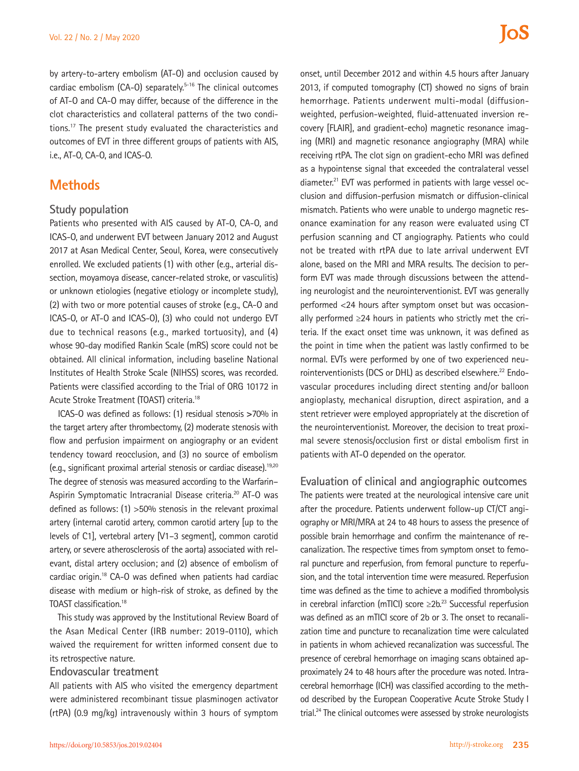by artery-to-artery embolism (AT-O) and occlusion caused by cardiac embolism (CA-O) separately.[5-16] The clinical outcomes of AT-O and CA-O may differ, because of the difference in the clot characteristics and collateral patterns of the two conditions.[17] The present study evaluated the characteristics and outcomes of EVT in three different groups of patients with AIS, i.e., AT-O, CA-O, and ICAS-O.

## Methods

### Study population

Patients who presented with AIS caused by AT-O, CA-O, and ICAS-O, and underwent EVT between January 2012 and August 2017 at Asan Medical Center, Seoul, Korea, were consecutively enrolled. We excluded patients (1) with other (e.g., arterial dissection, moyamoya disease, cancer-related stroke, or vasculitis) or unknown etiologies (negative etiology or incomplete study), (2) with two or more potential causes of stroke (e.g., CA-O and ICAS-O, or AT-O and ICAS-O), (3) who could not undergo EVT due to technical reasons (e.g., marked tortuosity), and (4) whose 90-day modified Rankin Scale (mRS) score could not be obtained. All clinical information, including baseline National Institutes of Health Stroke Scale (NIHSS) scores, was recorded. Patients were classified according to the Trial of ORG 10172 in Acute Stroke Treatment (TOAST) criteria.[18]

ICAS-O was defined as follows: (1) residual stenosis >70% in the target artery after thrombectomy, (2) moderate stenosis with flow and perfusion impairment on angiography or an evident tendency toward reocclusion, and (3) no source of embolism (e.g., significant proximal arterial stenosis or cardiac disease).[19,20] The degree of stenosis was measured according to the Warfarin–Aspirin Symptomatic Intracranial Disease criteria.[20] AT-O was defined as follows: (1) >50% stenosis in the relevant proximal artery (internal carotid artery, common carotid artery [up to the levels of C1], vertebral artery [V1–3 segment], common carotid artery, or severe atherosclerosis of the aorta) associated with relevant, distal artery occlusion; and (2) absence of embolism of cardiac origin.[18] CA-O was defined when patients had cardiac disease with medium or high-risk of stroke, as defined by the TOAST classification.[18]

This study was approved by the Institutional Review Board of the Asan Medical Center (IRB number: 2019-0110), which waived the requirement for written informed consent due to its retrospective nature.

### Endovascular treatment

All patients with AIS who visited the emergency department were administered recombinant tissue plasminogen activator (rtPA) (0.9 mg/kg) intravenously within 3 hours of symptom onset, until December 2012 and within 4.5 hours after January 2013, if computed tomography (CT) showed no signs of brain hemorrhage. Patients underwent multi-modal (diffusion-weighted, perfusion-weighted, fluid-attenuated inversion recovery [FLAIR], and gradient-echo) magnetic resonance imaging (MRI) and magnetic resonance angiography (MRA) while receiving rtPA. The clot sign on gradient-echo MRI was defined as a hypointense signal that exceeded the contralateral vessel diameter.[21] EVT was performed in patients with large vessel occlusion and diffusion-perfusion mismatch or diffusion-clinical mismatch. Patients who were unable to undergo magnetic resonance examination for any reason were evaluated using CT perfusion scanning and CT angiography. Patients who could not be treated with rtPA due to late arrival underwent EVT alone, based on the MRI and MRA results. The decision to perform EVT was made through discussions between the attending neurologist and the neurointerventionist. EVT was generally performed <24 hours after symptom onset but was occasionally performed ≥24 hours in patients who strictly met the criteria. If the exact onset time was unknown, it was defined as the point in time when the patient was lastly confirmed to be normal. EVTs were performed by one of two experienced neurointerventionists (DCS or DHL) as described elsewhere.[22] Endovascular procedures including direct stenting and/or balloon angioplasty, mechanical disruption, direct aspiration, and a stent retriever were employed appropriately at the discretion of the neurointerventionist. Moreover, the decision to treat proximal severe stenosis/occlusion first or distal embolism first in patients with AT-O depended on the operator.

### Evaluation of clinical and angiographic outcomes

The patients were treated at the neurological intensive care unit after the procedure. Patients underwent follow-up CT/CT angiography or MRI/MRA at 24 to 48 hours to assess the presence of possible brain hemorrhage and confirm the maintenance of recanalization. The respective times from symptom onset to femoral puncture and reperfusion, from femoral puncture to reperfusion, and the total intervention time were measured. Reperfusion time was defined as the time to achieve a modified thrombolysis in cerebral infarction (mTICI) score ≥2b.[23] Successful reperfusion was defined as an mTICI score of 2b or 3. The onset to recanalization time and puncture to recanalization time were calculated in patients in whom achieved recanalization was successful. The presence of cerebral hemorrhage on imaging scans obtained approximately 24 to 48 hours after the procedure was noted. Intracerebral hemorrhage (ICH) was classified according to the method described by the European Cooperative Acute Stroke Study I trial.[24] The clinical outcomes were assessed by stroke neurologists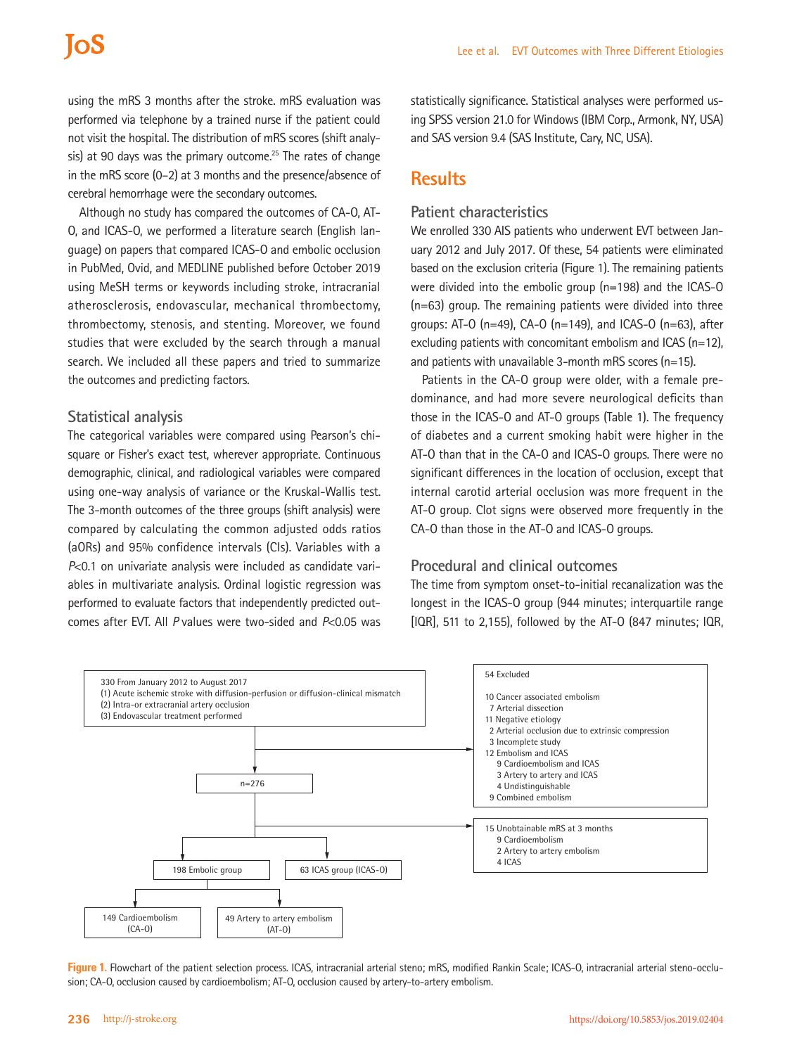using the mRS 3 months after the stroke. mRS evaluation was performed via telephone by a trained nurse if the patient could not visit the hospital. The distribution of mRS scores (shift analysis) at 90 days was the primary outcome.[25] The rates of change in the mRS score (0–2) at 3 months and the presence/absence of cerebral hemorrhage were the secondary outcomes.

Although no study has compared the outcomes of CA-O, AT-O, and ICAS-O, we performed a literature search (English language) on papers that compared ICAS-O and embolic occlusion in PubMed, Ovid, and MEDLINE published before October 2019 using MeSH terms or keywords including stroke, intracranial atherosclerosis, endovascular, mechanical thrombectomy, thrombectomy, stenosis, and stenting. Moreover, we found studies that were excluded by the search through a manual search. We included all these papers and tried to summarize the outcomes and predicting factors.

### Statistical analysis

The categorical variables were compared using Pearson's chi-square or Fisher's exact test, wherever appropriate. Continuous demographic, clinical, and radiological variables were compared using one-way analysis of variance or the Kruskal-Wallis test. The 3-month outcomes of the three groups (shift analysis) were compared by calculating the common adjusted odds ratios (aORs) and 95% confidence intervals (CIs). Variables with a $P<0.1$ on univariate analysis were included as candidate variables in multivariate analysis. Ordinal logistic regression was performed to evaluate factors that independently predicted outcomes after EVT. All $P$ values were two-sided and $P<0.05$ was statistically significance. Statistical analyses were performed using SPSS version 21.0 for Windows (IBM Corp., Armonk, NY, USA) and SAS version 9.4 (SAS Institute, Cary, NC, USA).

## Results

### Patient characteristics

We enrolled 330 AIS patients who underwent EVT between January 2012 and July 2017. Of these, 54 patients were eliminated based on the exclusion criteria (Figure 1). The remaining patients were divided into the embolic group (n=198) and the ICAS-O (n=63) group. The remaining patients were divided into three groups: AT-O (n=49), CA-O (n=149), and ICAS-O (n=63), after excluding patients with concomitant embolism and ICAS (n=12), and patients with unavailable 3-month mRS scores (n=15).

Patients in the CA-O group were older, with a female predominance, and had more severe neurological deficits than those in the ICAS-O and AT-O groups (Table 1). The frequency of diabetes and a current smoking habit were higher in the AT-O than that in the CA-O and ICAS-O groups. There were no significant differences in the location of occlusion, except that internal carotid arterial occlusion was more frequent in the AT-O group. Clot signs were observed more frequently in the CA-O than those in the AT-O and ICAS-O groups.

### Procedural and clinical outcomes

The time from symptom onset-to-initial recanalization was the longest in the ICAS-O group (944 minutes; interquartile range [IQR], 511 to 2,155), followed by the AT-O (847 minutes; IQR,

330 From January 2012 to August 2017
(1) Acute ischemic stroke with diffusion-perfusion or diffusion-clinical mismatch
(2) Intra-or extracranial artery occlusion
(3) Endovascular treatment performed

54 Excluded
10 Cancer associated embolism
7 Arterial dissection
11 Negative etiology
2 Arterial occlusion due to extrinsic compression
3 Incomplete study
12 Embolism and ICAS
9 Cardioembolism and ICAS
3 Artery to artery and ICAS
4 Undistinguishable
9 Combined embolism

n=276

15 Unobtainable mRS at 3 months
9 Cardioembolism
2 Artery to artery embolism
4 ICAS

198 Embolic group

63 ICAS group (ICAS-O)

149 Cardioembolism (CA-O)

49 Artery to artery embolism (AT-O)

**Figure 1.** Flowchart of the patient selection process. ICAS, intracranial arterial steno; mRS, modified Rankin Scale; ICAS-O, intracranial arterial steno-occlusion; CA-O, occlusion caused by cardioembolism; AT-O, occlusion caused by artery-to-artery embolism.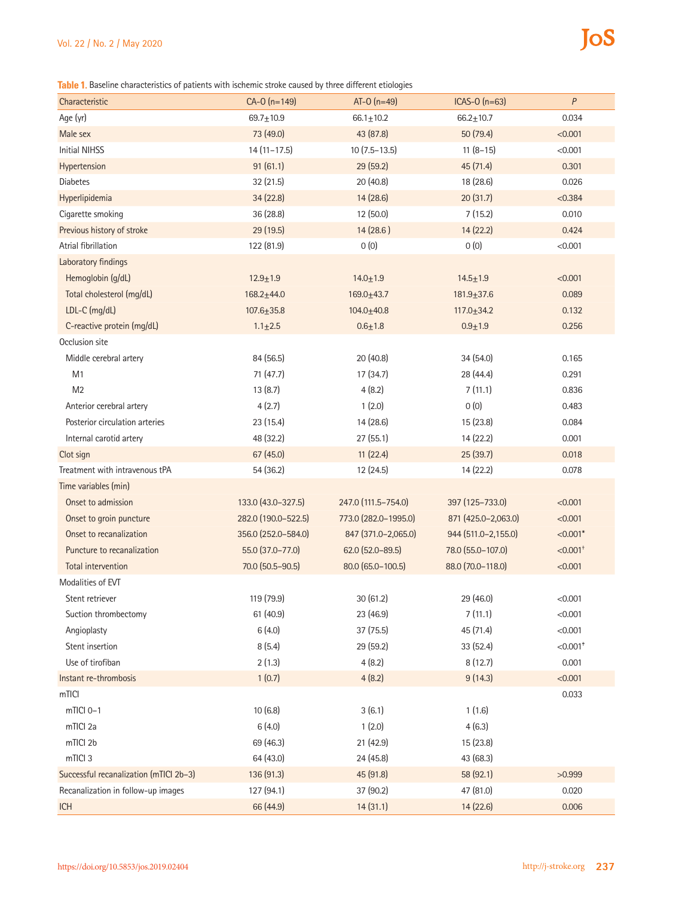**Table 1.** Baseline characteristics of patients with ischemic stroke caused by three different etiologies

| Characteristic | CA-O (n=149) | AT-O (n=49) | ICAS-O (n=63) | P |
|---|---|---|---|---|
| Age (yr) | 69.7±10.9 | 66.1±10.2 | 66.2±10.7 | 0.034 |
| Male sex | 73 (49.0) | 43 (87.8) | 50 (79.4) | <0.001 |
| Initial NIHSS | 14 (11–17.5) | 10 (7.5–13.5) | 11 (8–15) | <0.001 |
| Hypertension | 91 (61.1) | 29 (59.2) | 45 (71.4) | 0.301 |
| Diabetes | 32 (21.5) | 20 (40.8) | 18 (28.6) | 0.026 |
| Hyperlipidemia | 34 (22.8) | 14 (28.6) | 20 (31.7) | <0.384 |
| Cigarette smoking | 36 (28.8) | 12 (50.0) | 7 (15.2) | 0.010 |
| Previous history of stroke | 29 (19.5) | 14 (28.6 ) | 14 (22.2) | 0.424 |
| Atrial fibrillation | 122 (81.9) | 0 (0) | 0 (0) | <0.001 |
| Laboratory findings | | | | |
| Hemoglobin (g/dL) | 12.9±1.9 | 14.0±1.9 | 14.5±1.9 | <0.001 |
| Total cholesterol (mg/dL) | 168.2±44.0 | 169.0±43.7 | 181.9±37.6 | 0.089 |
| LDL-C (mg/dL) | 107.6±35.8 | 104.0±40.8 | 117.0±34.2 | 0.132 |
| C-reactive protein (mg/dL) | 1.1±2.5 | 0.6±1.8 | 0.9±1.9 | 0.256 |
| Occlusion site | | | | |
| Middle cerebral artery | 84 (56.5) | 20 (40.8) | 34 (54.0) | 0.165 |
| M1 | 71 (47.7) | 17 (34.7) | 28 (44.4) | 0.291 |
| M2 | 13 (8.7) | 4 (8.2) | 7 (11.1) | 0.836 |
| Anterior cerebral artery | 4 (2.7) | 1 (2.0) | 0 (0) | 0.483 |
| Posterior circulation arteries | 23 (15.4) | 14 (28.6) | 15 (23.8) | 0.084 |
| Internal carotid artery | 48 (32.2) | 27 (55.1) | 14 (22.2) | 0.001 |
| Clot sign | 67 (45.0) | 11 (22.4) | 25 (39.7) | 0.018 |
| Treatment with intravenous tPA | 54 (36.2) | 12 (24.5) | 14 (22.2) | 0.078 |
| Time variables (min) | | | | |
| Onset to admission | 133.0 (43.0–327.5) | 247.0 (111.5–754.0) | 397 (125–733.0) | <0.001 |
| Onset to groin puncture | 282.0 (190.0–522.5) | 773.0 (282.0–1995.0) | 871 (425.0–2,063.0) | <0.001 |
| Onset to recanalization | 356.0 (252.0–584.0) | 847 (371.0–2,065.0) | 944 (511.0–2,155.0) | <0.001* |
| Puncture to recanalization | 55.0 (37.0–77.0) | 62.0 (52.0–89.5) | 78.0 (55.0–107.0) | <0.001† |
| Total intervention | 70.0 (50.5–90.5) | 80.0 (65.0–100.5) | 88.0 (70.0–118.0) | <0.001 |
| Modalities of EVT | | | | |
| Stent retriever | 119 (79.9) | 30 (61.2) | 29 (46.0) | <0.001 |
| Suction thrombectomy | 61 (40.9) | 23 (46.9) | 7 (11.1) | <0.001 |
| Angioplasty | 6 (4.0) | 37 (75.5) | 45 (71.4) | <0.001 |
| Stent insertion | 8 (5.4) | 29 (59.2) | 33 (52.4) | <0.001† |
| Use of tirofiban | 2 (1.3) | 4 (8.2) | 8 (12.7) | 0.001 |
| Instant re-thrombosis | 1 (0.7) | 4 (8.2) | 9 (14.3) | <0.001 |
| mTICI | | | | 0.033 |
| mTICI 0–1 | 10 (6.8) | 3 (6.1) | 1 (1.6) | |
| mTICI 2a | 6 (4.0) | 1 (2.0) | 4 (6.3) | |
| mTICI 2b | 69 (46.3) | 21 (42.9) | 15 (23.8) | |
| mTICI 3 | 64 (43.0) | 24 (45.8) | 43 (68.3) | |
| Successful recanalization (mTICI 2b–3) | 136 (91.3) | 45 (91.8) | 58 (92.1) | >0.999 |
| Recanalization in follow-up images | 127 (94.1) | 37 (90.2) | 47 (81.0) | 0.020 |
| ICH | 66 (44.9) | 14 (31.1) | 14 (22.6) | 0.006 |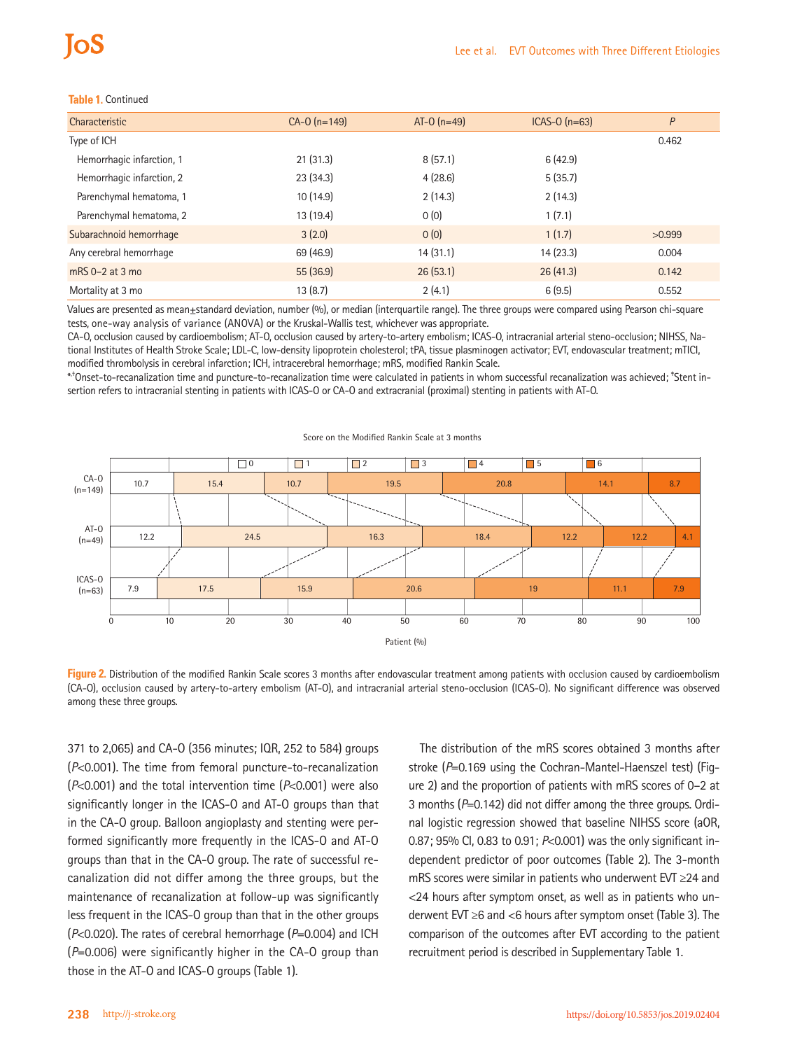**Table 1.** Continued

| Characteristic | CA-O (n=149) | AT-O (n=49) | ICAS-O (n=63) | P |
|---|---|---|---|---|
| Type of ICH | | | | 0.462 |
| Hemorrhagic infarction, 1 | 21 (31.3) | 8 (57.1) | 6 (42.9) | |
| Hemorrhagic infarction, 2 | 23 (34.3) | 4 (28.6) | 5 (35.7) | |
| Parenchymal hematoma, 1 | 10 (14.9) | 2 (14.3) | 2 (14.3) | |
| Parenchymal hematoma, 2 | 13 (19.4) | 0 (0) | 1 (7.1) | |
| Subarachnoid hemorrhage | 3 (2.0) | 0 (0) | 1 (1.7) | >0.999 |
| Any cerebral hemorrhage | 69 (46.9) | 14 (31.1) | 14 (23.3) | 0.004 |
| mRS 0–2 at 3 mo | 55 (36.9) | 26 (53.1) | 26 (41.3) | 0.142 |
| Mortality at 3 mo | 13 (8.7) | 2 (4.1) | 6 (9.5) | 0.552 |

Values are presented as mean±standard deviation, number (%), or median (interquartile range). The three groups were compared using Pearson chi-square tests, one-way analysis of variance (ANOVA) or the Kruskal-Wallis test, whichever was appropriate.
CA-O, occlusion caused by cardioembolism; AT-O, occlusion caused by artery-to-artery embolism; ICAS-O, intracranial arterial steno-occlusion; NIHSS, National Institutes of Health Stroke Scale; LDL-C, low-density lipoprotein cholesterol; tPA, tissue plasminogen activator; EVT, endovascular treatment; mTICI, modified thrombolysis in cerebral infarction; ICH, intracerebral hemorrhage; mRS, modified Rankin Scale.
*,†Onset-to-recanalization time and puncture-to-recanalization time were calculated in patients in whom successful recanalization was achieved; ‡Stent insertion refers to intracranial stenting in patients with ICAS-O or CA-O and extracranial (proximal) stenting in patients with AT-O.

Score on the Modified Rankin Scale at 3 months

0 1 2 3 4 5 6

CA-O (n=149): 10.7 15.4 10.7 19.5 20.8 14.1 8.7

AT-O (n=49): 12.2 24.5 16.3 18.4 12.2 12.2 4.1

ICAS-O (n=63): 7.9 17.5 15.9 20.6 19 11.1 7.9

0 10 20 30 40 50 60 70 80 90 100

Patient (%)

**Figure 2.** Distribution of the modified Rankin Scale scores 3 months after endovascular treatment among patients with occlusion caused by cardioembolism (CA-O), occlusion caused by artery-to-artery embolism (AT-O), and intracranial arterial steno-occlusion (ICAS-O). No significant difference was observed among these three groups.

371 to 2,065) and CA-O (356 minutes; IQR, 252 to 584) groups ($P<0.001$). The time from femoral puncture-to-recanalization ($P<0.001$) and the total intervention time ($P<0.001$) were also significantly longer in the ICAS-O and AT-O groups than that in the CA-O group. Balloon angioplasty and stenting were performed significantly more frequently in the ICAS-O and AT-O groups than that in the CA-O group. The rate of successful recanalization did not differ among the three groups, but the maintenance of recanalization at follow-up was significantly less frequent in the ICAS-O group than that in the other groups ($P<0.020$). The rates of cerebral hemorrhage ($P=0.004$) and ICH ($P=0.006$) were significantly higher in the CA-O group than those in the AT-O and ICAS-O groups (Table 1).

The distribution of the mRS scores obtained 3 months after stroke ($P=0.169$ using the Cochran-Mantel-Haenszel test) (Figure 2) and the proportion of patients with mRS scores of 0–2 at 3 months ($P=0.142$) did not differ among the three groups. Ordinal logistic regression showed that baseline NIHSS score (aOR, 0.87; 95% CI, 0.83 to 0.91; $P<0.001$) was the only significant independent predictor of poor outcomes (Table 2). The 3-month mRS scores were similar in patients who underwent EVT ≥24 and <24 hours after symptom onset, as well as in patients who underwent EVT ≥6 and <6 hours after symptom onset (Table 3). The comparison of the outcomes after EVT according to the patient recruitment period is described in Supplementary Table 1.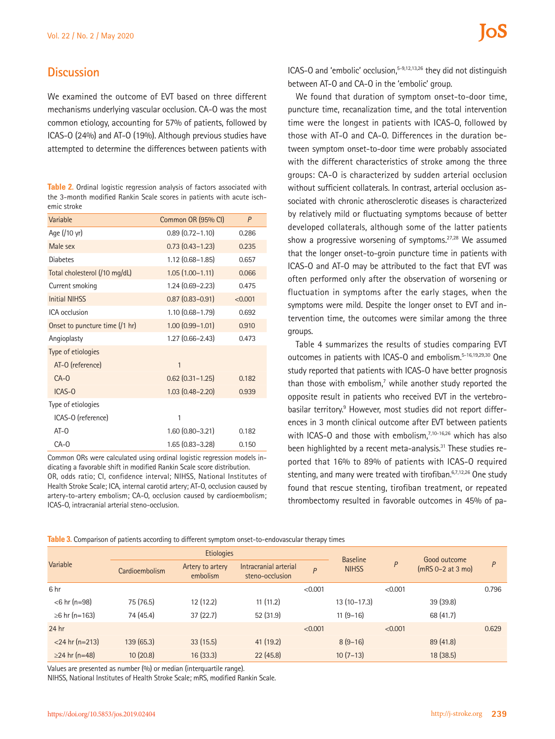## Discussion

We examined the outcome of EVT based on three different mechanisms underlying vascular occlusion. CA-O was the most common etiology, accounting for 57% of patients, followed by ICAS-O (24%) and AT-O (19%). Although previous studies have attempted to determine the differences between patients with ICAS-O and 'embolic' occlusion,[5-9,12,13,26] they did not distinguish between AT-O and CA-O in the 'embolic' group.

We found that duration of symptom onset-to-door time, puncture time, recanalization time, and the total intervention time were the longest in patients with ICAS-O, followed by those with AT-O and CA-O. Differences in the duration between symptom onset-to-door time were probably associated with the different characteristics of stroke among the three groups: CA-O is characterized by sudden arterial occlusion without sufficient collaterals. In contrast, arterial occlusion associated with chronic atherosclerotic diseases is characterized by relatively mild or fluctuating symptoms because of better developed collaterals, although some of the latter patients show a progressive worsening of symptoms.[27,28] We assumed that the longer onset-to-groin puncture time in patients with ICAS-O and AT-O may be attributed to the fact that EVT was often performed only after the observation of worsening or fluctuation in symptoms after the early stages, when the symptoms were mild. Despite the longer onset to EVT and intervention time, the outcomes were similar among the three groups.

Table 4 summarizes the results of studies comparing EVT outcomes in patients with ICAS-O and embolism.[5-16,19,29,30] One study reported that patients with ICAS-O have better prognosis than those with embolism,[7] while another study reported the opposite result in patients who received EVT in the vertebrobasilar territory.[9] However, most studies did not report differences in 3 month clinical outcome after EVT between patients with ICAS-O and those with embolism,[7,10-16,26] which has also been highlighted by a recent meta-analysis.[31] These studies reported that 16% to 89% of patients with ICAS-O required stenting, and many were treated with tirofiban.[6,7,12,26] One study found that rescue stenting, tirofiban treatment, or repeated thrombectomy resulted in favorable outcomes in 45% of pa-

**Table 2.** Ordinal logistic regression analysis of factors associated with the 3-month modified Rankin Scale scores in patients with acute ischemic stroke

| Variable | Common OR (95% CI) | *P* |
|---|---|---|
| Age (/10 yr) | 0.89 (0.72–1.10) | 0.286 |
| Male sex | 0.73 (0.43–1.23) | 0.235 |
| Diabetes | 1.12 (0.68–1.85) | 0.657 |
| Total cholesterol (/10 mg/dL) | 1.05 (1.00–1.11) | 0.066 |
| Current smoking | 1.24 (0.69–2.23) | 0.475 |
| Initial NIHSS | 0.87 (0.83–0.91) | <0.001 |
| ICA occlusion | 1.10 (0.68–1.79) | 0.692 |
| Onset to puncture time (/1 hr) | 1.00 (0.99–1.01) | 0.910 |
| Angioplasty | 1.27 (0.66–2.43) | 0.473 |
| Type of etiologies | | |
| AT-O (reference) | 1 | |
| CA-O | 0.62 (0.31–1.25) | 0.182 |
| ICAS-O | 1.03 (0.48–2.20) | 0.939 |
| Type of etiologies | | |
| ICAS-O (reference) | 1 | |
| AT-O | 1.60 (0.80–3.21) | 0.182 |
| CA-O | 1.65 (0.83–3.28) | 0.150 |

Common ORs were calculated using ordinal logistic regression models indicating a favorable shift in modified Rankin Scale score distribution.
OR, odds ratio; CI, confidence interval; NIHSS, National Institutes of Health Stroke Scale; ICA, internal carotid artery; AT-O, occlusion caused by artery-to-artery embolism; CA-O, occlusion caused by cardioembolism; ICAS-O, intracranial arterial steno-occlusion.

**Table 3.** Comparison of patients according to different symptom onset-to-endovascular therapy times

| Variable | Etiologies | | | | Baseline NIHSS | *P* | Good outcome (mRS 0–2 at 3 mo) | *P* |
|---|---|---|---|---|---|---|---|---|
| | Cardioembolism | Artery to artery embolism | Intracranial arterial steno-occlusion | *P* | | | | |
| 6 hr | | | | <0.001 | | <0.001 | | 0.796 |
| <6 hr (n=98) | 75 (76.5) | 12 (12.2) | 11 (11.2) | | 13 (10–17.3) | | 39 (39.8) | |
| ≥6 hr (n=163) | 74 (45.4) | 37 (22.7) | 52 (31.9) | | 11 (9–16) | | 68 (41.7) | |
| 24 hr | | | | <0.001 | | <0.001 | | 0.629 |
| <24 hr (n=213) | 139 (65.3) | 33 (15.5) | 41 (19.2) | | 8 (9–16) | | 89 (41.8) | |
| ≥24 hr (n=48) | 10 (20.8) | 16 (33.3) | 22 (45.8) | | 10 (7–13) | | 18 (38.5) | |

Values are presented as number (%) or median (interquartile range).
NIHSS, National Institutes of Health Stroke Scale; mRS, modified Rankin Scale.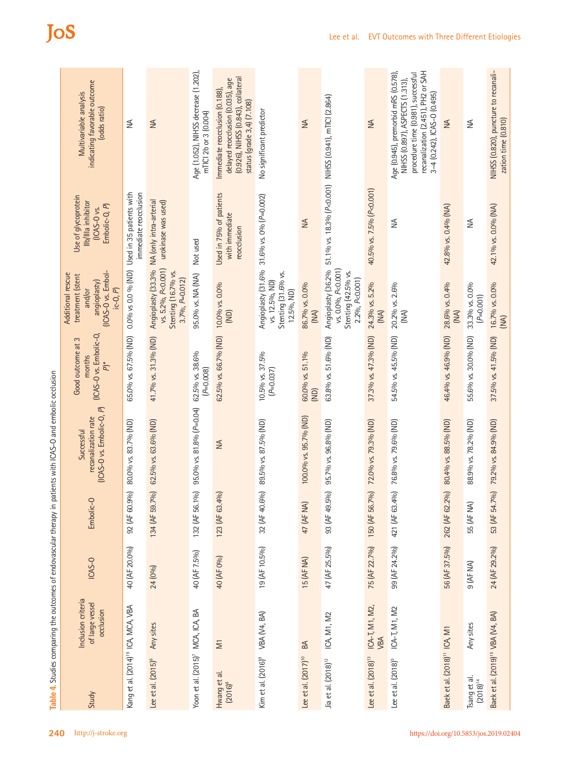**Table 4.** Studies comparing the outcomes of endovascular therapy in patients with ICAS-O and embolic occlusion

| Study | Inclusion criteria of large vessel occlusion | ICAS-O | Embolic-O | Successful recanalization rate (ICAS-O vs. Embolic-O, P) | Good outcome at 3 months (ICAS-O vs. Embolic-O, P)* | Additional rescue treatment (stent and/or angioplasty) (ICAS-O vs. Embolic-O, P) | Use of glycoprotein IIb/IIIa inhibitor (ICAS-O vs. Embolic-O, P) | Multivariable analysis indicating favorable outcome (odds ratio) |
|---|---|---|---|---|---|---|---|---|
| Kang et al. (2014)[19] | ICA, MCA, VBA | 40 (AF 20.0%) | 92 (AF 60.9%) | 80.0% vs. 83.7% (ND) | 65.0% vs. 67.5% (ND) | 0.0% vs 0.0 % (ND) | Used in 35 patients with immediate reocclusion | NA |
| Lee et al. (2015)[6] | Any sites | 24 (0%) | 134 (AF 59.7%) | 62.5% vs. 63.6% (ND) | 41.7% vs. 31.3% (ND) | Angioplasty (33.3% vs. 5.2%, P<0.001) Stenting (16.7% vs. 3.7%, P=0.012) | NA (only intra-arterial urokinase was used) | NA |
| Yoon et al. (2015)[7] | MCA, ICA, BA | 40 (AF 7.5%) | 132 (AF 56.1%) | 95.0% vs. 81.8% (P=0.04) | 62.5% vs. 38.6% (P=0.008) | 95.0% vs. NA (NA) | Not used | Age (1.052), NIHSS decrease (1.202), mTICI 2b or 3 (0.004) |
| Hwang et al. (2016)[8] | M1 | 40 (AF 0%) | 123 (AF 63.4%) | NA | 62.5% vs. 66.7% (ND) | 10.0% vs. 0.0% (ND) | Used in 75% of patients with immediate reocclusion | Immediate reocclusion (0.188), delayed reocclusion (0.035), age (0.926), NIHSS (0.843), collateral status (grade 3,4) (7.108) |
| Kim et al. (2016)[9] | VBA (V4, BA) | 19 (AF 10.5%) | 32 (AF 40.6%) | 89.5% vs. 87.5% (ND) | 10.5% vs. 37.5% (P=0.037) | Angioplasty (31.6% vs. 12.5%, ND) Stenting (31.6% vs. 12.5%, ND) | 31.6% vs. 0% (P=0.002) | No significant predictor |
| Lee et al. (2017)[10] | BA | 15 (AF NA) | 47 (AF NA) | 100.0% vs. 95.7% (ND) | 60.0% vs. 51.1% (ND) | 86.7% vs. 0.0% (NA) | NA | NA |
| Jia et al. (2018)[12] | ICA, M1, M2 | 47 (AF 25.5%) | 93 (AF 49.5%) | 95.7% vs. 96.8% (ND) | 63.8% vs. 51.6% (ND) | Angioplasty (36.2% vs. 0.0%, P<0.001) Stenting (42.5% vs. 2.2%, P<0.001) | 51.1% vs. 18.3% (P<0.001) | NIHSS (0.941), mTICI (2.864) |
| Lee et al. (2018)[13] | ICA-T, M1, M2, VBA | 75 (AF 22.7%) | 150 (AF 56.7%) | 72.0% vs. 79.3% (ND) | 37.3% vs. 47.3% (ND) | 24.3% vs. 5.2% (NA) | 40.5% vs. 7.5% (P<0.001) | NA |
| Lee et al. (2018)[5] | ICA-T, M1, M2 | 99 (AF 24.2%) | 421 (AF 63.4%) | 76.8% vs. 79.6% (ND) | 54.5% vs. 45.5% (ND) | 20.2% vs. 2.6% (NA) | NA | Age (0.945), premorbid mRS (0.578), NIHSS (0.897), ASPECTS (1.313), procedure time (0.981), successful recanalization (2.451), PH2 or SAH 3–4 (0.242), ICAS-O (0.495) |
| Baek et al. (2018)[11] | ICA, M1 | 56 (AF 37.5%) | 262 (AF 62.2%) | 80.4% vs. 88.5% (ND) | 46.4% vs. 46.9% (ND) | 28.6% vs. 0.4% (NA) | 42.8% vs. 0.4% (NA) | NA |
| Tsang et al. (2018)[14] | Any sites | 9 (AF NA) | 55 (AF NA) | 88.9% vs. 78.2% (ND) | 55.6% vs. 30.0% (ND) | 33.3% vs. 0.0% (P=0.001) | NA | NA |
| Baek et al. (2019)[15] | VBA (V4, BA) | 24 (AF 29.2%) | 53 (AF 54.7%) | 79.2% vs. 84.9% (ND) | 37.5% vs. 41.5% (ND) | 16.7% vs. 0.0% (NA) | 42.1% vs. 0.0% (NA) | NIHSS (0.820), puncture to recanalization time (0.810) |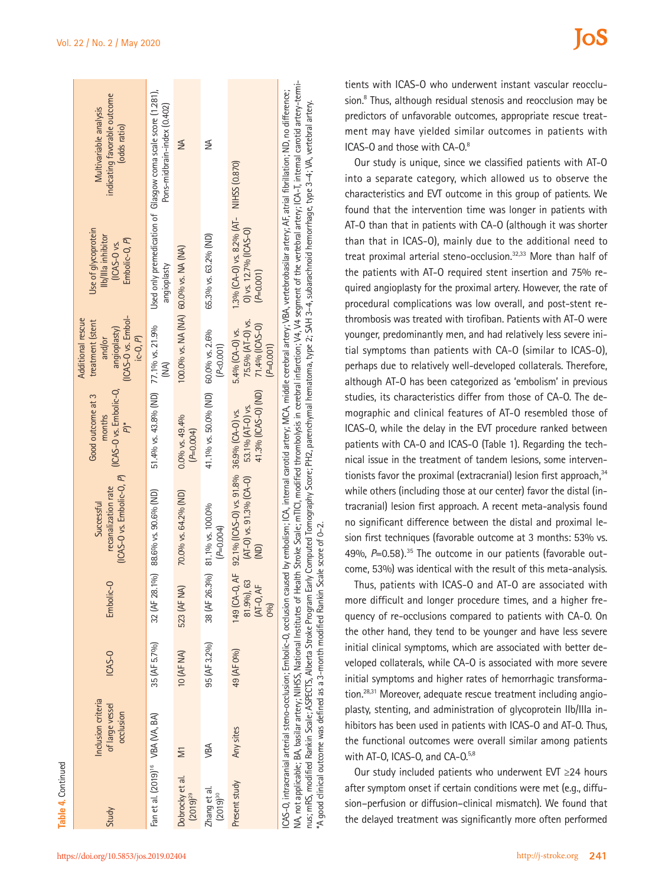**Table 4.** Continued

| Study | Inclusion criteria of large vessel occlusion | ICAS-O | Embolic-O | Successful recanalization rate (ICAS-O vs. Embolic-O, P) | Good outcome at 3 months (ICAS-O vs. Embolic-O, P)* | Additional rescue treatment (stent and/or angioplasty) (ICAS-O vs. Embolic-O, P) | Use of glycoprotein IIb/IIIa inhibitor (ICAS-O vs. Embolic-O, P) | Multivariable analysis indicating favorable outcome (odds ratio) |
|---|---|---|---|---|---|---|---|---|
| Fan et al. (2019)[16] | VBA (VA, BA) | 35 (AF 5.7%) | 32 (AF 28.1%) | 88.6% vs. 90.6% (ND) | 51.4% vs. 43.8% (ND) | 77.1% vs. 21.9% (NA) | Used only premedication of angioplasty | Glasgow coma scale score (1.281), Pons-midbrain-index (0.402) |
| Dobrocky et al. (2019)[29] | M1 | 10 (AF NA) | 523 (AF NA) | 70.0% vs. 64.2% (ND) | 0.0% vs. 49.4% (P=0.004) | 100.0% vs. NA (NA) | 60.0% vs. NA (NA) | NA |
| Zhang et al. (2019)[30] | VBA | 95 (AF 3.2%) | 38 (AF 26.3%) | 81.1% vs. 100.0% (P=0.004) | 41.1% vs. 50.0% (ND) | 60.0% vs. 2.6% (P<0.001) | 65.3% vs. 63.2% (ND) | NA |
| Present study | Any sites | 49 (AF 0%) | 149 (CA-O, AF 81.9%), 63 (AT-O, AF 0%) | 92.1% (ICAS-O) vs. 91.8% (AT-O) vs. 91.3% (CA-O) (ND) | 36.9% (CA-O) vs. 53.1% (AT-O) vs. 41.3% (ICAS-O) (ND) | 5.4% (CA-O) vs. 75.5% (AT-O) vs. 71.4% (ICAS-O) (P=0.001) | 1.3% (CA-O) vs. 8.2% (AT-O) vs. 12.7% (ICAS-O) (P=0.001) | NIHSS (0.870) |

ICAS-O, intracranial arterial steno-occlusion; Embolic-O, occlusion caused by embolism; ICA, internal carotid artery; MCA, middle cerebral artery; VBA, vertebrobasilar artery; AF, atrial fibrillation; ND, no difference; NA, not applicable; BA, basilar artery; NIHSS, National Institutes of Health Stroke Scale; mTICI, modified thrombolysis in cerebral infarction; V4, V4 segment of the vertebral artery; ICA-T, internal carotid artery-terminus; mRS, modified Rankin Scale; ASPECTS, Alberta Stroke Program Early Computed Tomography Score; PH2, parenchymal hematoma, type 2; SAH 3–4, subarachnoid hemorrhage, type 3–4; VA, vertebral artery.
*A good clinical outcome was defined as a 3-month modified Rankin Scale score of 0–2.

tients with ICAS-O who underwent instant vascular reocclusion.[8] Thus, although residual stenosis and reocclusion may be predictors of unfavorable outcomes, appropriate rescue treatment may have yielded similar outcomes in patients with ICAS-O and those with CA-O.[8]

Our study is unique, since we classified patients with AT-O into a separate category, which allowed us to observe the characteristics and EVT outcome in this group of patients. We found that the intervention time was longer in patients with AT-O than that in patients with CA-O (although it was shorter than that in ICAS-O), mainly due to the additional need to treat proximal arterial steno-occlusion.[32,33] More than half of the patients with AT-O required stent insertion and 75% required angioplasty for the proximal artery. However, the rate of procedural complications was low overall, and post-stent rethrombosis was treated with tirofiban. Patients with AT-O were younger, predominantly men, and had relatively less severe initial symptoms than patients with CA-O (similar to ICAS-O), perhaps due to relatively well-developed collaterals. Therefore, although AT-O has been categorized as 'embolism' in previous studies, its characteristics differ from those of CA-O. The demographic and clinical features of AT-O resembled those of ICAS-O, while the delay in the EVT procedure ranked between patients with CA-O and ICAS-O (Table 1). Regarding the technical issue in the treatment of tandem lesions, some interventionists favor the proximal (extracranial) lesion first approach,[34] while others (including those at our center) favor the distal (intracranial) lesion first approach. A recent meta-analysis found no significant difference between the distal and proximal lesion first techniques (favorable outcome at 3 months: 53% vs. 49%, P=0.58).[35] The outcome in our patients (favorable outcome, 53%) was identical with the result of this meta-analysis.

Thus, patients with ICAS-O and AT-O are associated with more difficult and longer procedure times, and a higher frequency of re-occlusions compared to patients with CA-O. On the other hand, they tend to be younger and have less severe initial clinical symptoms, which are associated with better developed collaterals, while CA-O is associated with more severe initial symptoms and higher rates of hemorrhagic transformation.[28,31] Moreover, adequate rescue treatment including angioplasty, stenting, and administration of glycoprotein IIb/IIIa inhibitors has been used in patients with ICAS-O and AT-O. Thus, the functional outcomes were overall similar among patients with AT-O, ICAS-O, and CA-O.[5,8]

Our study included patients who underwent EVT ≥24 hours after symptom onset if certain conditions were met (e.g., diffusion–perfusion or diffusion–clinical mismatch). We found that the delayed treatment was significantly more often performed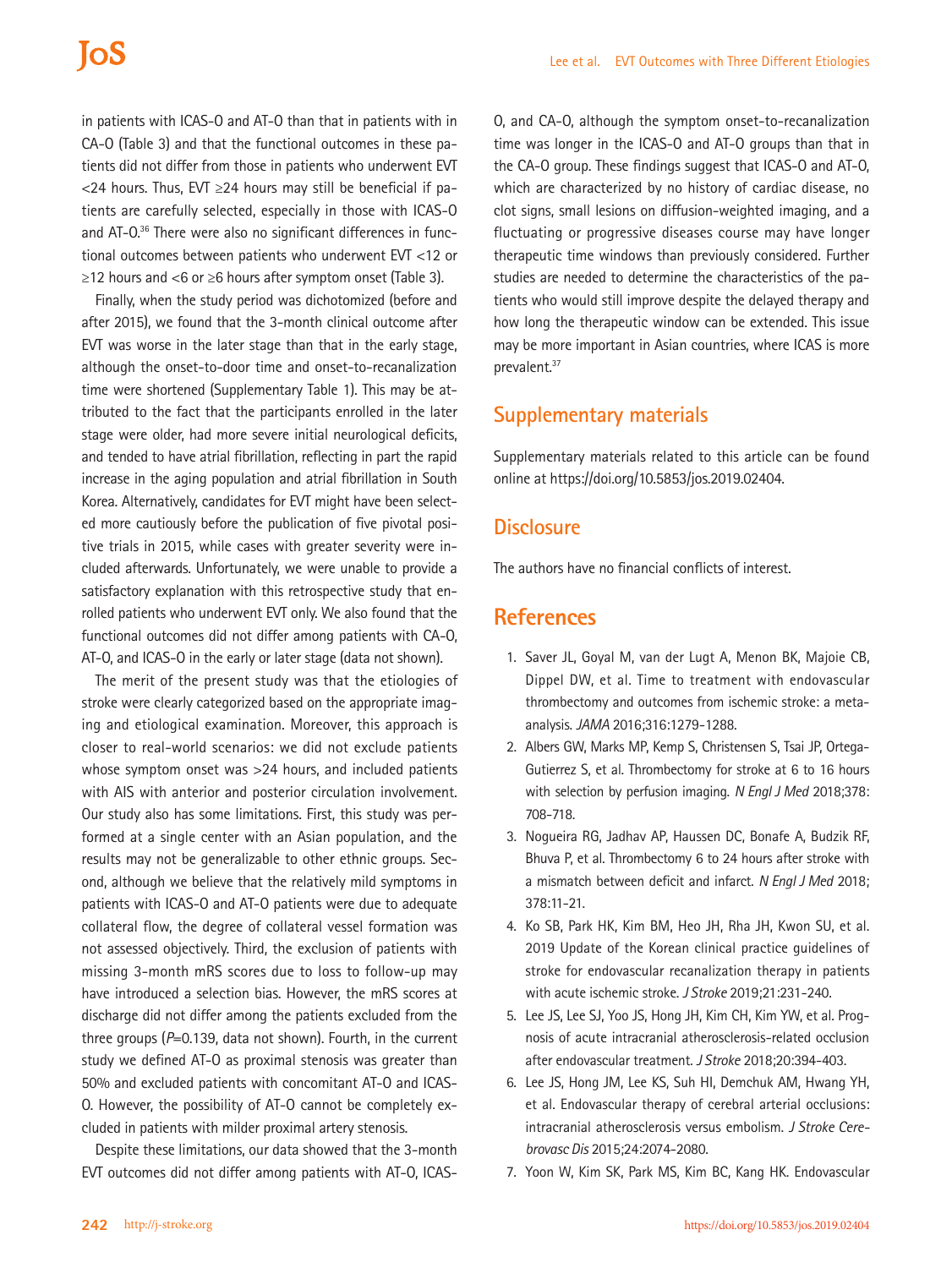in patients with ICAS-O and AT-O than that in patients with in CA-O (Table 3) and that the functional outcomes in these patients did not differ from those in patients who underwent EVT <24 hours. Thus, EVT ≥24 hours may still be beneficial if patients are carefully selected, especially in those with ICAS-O and AT-O.[36] There were also no significant differences in functional outcomes between patients who underwent EVT <12 or ≥12 hours and <6 or ≥6 hours after symptom onset (Table 3).

Finally, when the study period was dichotomized (before and after 2015), we found that the 3-month clinical outcome after EVT was worse in the later stage than that in the early stage, although the onset-to-door time and onset-to-recanalization time were shortened (Supplementary Table 1). This may be attributed to the fact that the participants enrolled in the later stage were older, had more severe initial neurological deficits, and tended to have atrial fibrillation, reflecting in part the rapid increase in the aging population and atrial fibrillation in South Korea. Alternatively, candidates for EVT might have been selected more cautiously before the publication of five pivotal positive trials in 2015, while cases with greater severity were included afterwards. Unfortunately, we were unable to provide a satisfactory explanation with this retrospective study that enrolled patients who underwent EVT only. We also found that the functional outcomes did not differ among patients with CA-O, AT-O, and ICAS-O in the early or later stage (data not shown).

The merit of the present study was that the etiologies of stroke were clearly categorized based on the appropriate imaging and etiological examination. Moreover, this approach is closer to real-world scenarios: we did not exclude patients whose symptom onset was >24 hours, and included patients with AIS with anterior and posterior circulation involvement. Our study also has some limitations. First, this study was performed at a single center with an Asian population, and the results may not be generalizable to other ethnic groups. Second, although we believe that the relatively mild symptoms in patients with ICAS-O and AT-O patients were due to adequate collateral flow, the degree of collateral vessel formation was not assessed objectively. Third, the exclusion of patients with missing 3-month mRS scores due to loss to follow-up may have introduced a selection bias. However, the mRS scores at discharge did not differ among the patients excluded from the three groups (*P*=0.139, data not shown). Fourth, in the current study we defined AT-O as proximal stenosis was greater than 50% and excluded patients with concomitant AT-O and ICAS-O. However, the possibility of AT-O cannot be completely excluded in patients with milder proximal artery stenosis.

Despite these limitations, our data showed that the 3-month EVT outcomes did not differ among patients with AT-O, ICAS-O, and CA-O, although the symptom onset-to-recanalization time was longer in the ICAS-O and AT-O groups than that in the CA-O group. These findings suggest that ICAS-O and AT-O, which are characterized by no history of cardiac disease, no clot signs, small lesions on diffusion-weighted imaging, and a fluctuating or progressive diseases course may have longer therapeutic time windows than previously considered. Further studies are needed to determine the characteristics of the patients who would still improve despite the delayed therapy and how long the therapeutic window can be extended. This issue may be more important in Asian countries, where ICAS is more prevalent.[37]

## Supplementary materials

Supplementary materials related to this article can be found online at https://doi.org/10.5853/jos.2019.02404.

## Disclosure

The authors have no financial conflicts of interest.

# References

1. Saver JL, Goyal M, van der Lugt A, Menon BK, Majoie CB, Dippel DW, et al. Time to treatment with endovascular thrombectomy and outcomes from ischemic stroke: a meta-analysis. *JAMA* 2016;316:1279-1288.
2. Albers GW, Marks MP, Kemp S, Christensen S, Tsai JP, Ortega-Gutierrez S, et al. Thrombectomy for stroke at 6 to 16 hours with selection by perfusion imaging. *N Engl J Med* 2018;378:708-718.
3. Nogueira RG, Jadhav AP, Haussen DC, Bonafe A, Budzik RF, Bhuva P, et al. Thrombectomy 6 to 24 hours after stroke with a mismatch between deficit and infarct. *N Engl J Med* 2018;378:11-21.
4. Ko SB, Park HK, Kim BM, Heo JH, Rha JH, Kwon SU, et al. 2019 Update of the Korean clinical practice guidelines of stroke for endovascular recanalization therapy in patients with acute ischemic stroke. *J Stroke* 2019;21:231-240.
5. Lee JS, Lee SJ, Yoo JS, Hong JH, Kim CH, Kim YW, et al. Prognosis of acute intracranial atherosclerosis-related occlusion after endovascular treatment. *J Stroke* 2018;20:394-403.
6. Lee JS, Hong JM, Lee KS, Suh HI, Demchuk AM, Hwang YH, et al. Endovascular therapy of cerebral arterial occlusions: intracranial atherosclerosis versus embolism. *J Stroke Cerebrovasc Dis* 2015;24:2074-2080.
7. Yoon W, Kim SK, Park MS, Kim BC, Kang HK. Endovascular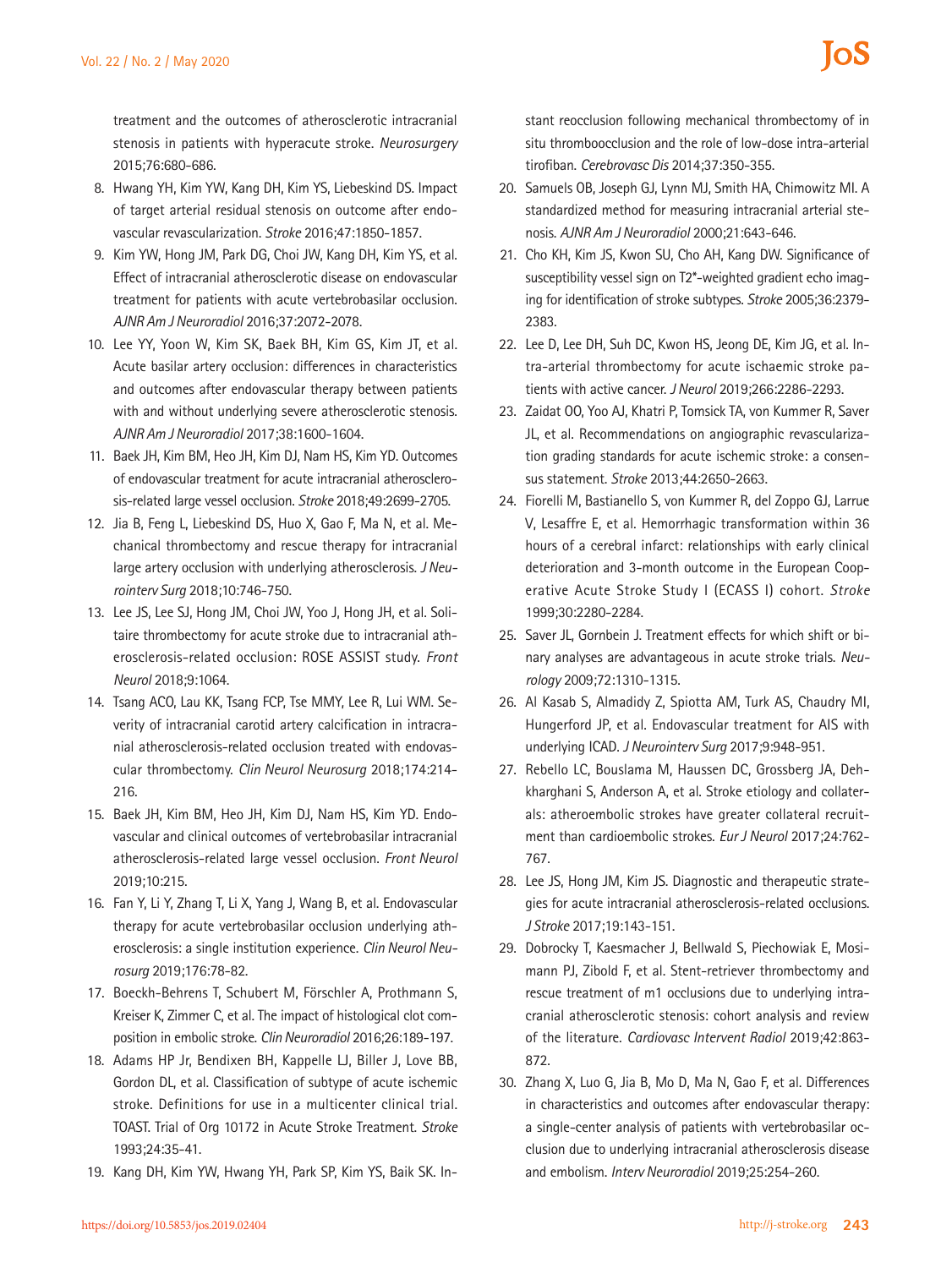treatment and the outcomes of atherosclerotic intracranial stenosis in patients with hyperacute stroke. *Neurosurgery* 2015;76:680-686.

8. Hwang YH, Kim YW, Kang DH, Kim YS, Liebeskind DS. Impact of target arterial residual stenosis on outcome after endovascular revascularization. *Stroke* 2016;47:1850-1857.
9. Kim YW, Hong JM, Park DG, Choi JW, Kang DH, Kim YS, et al. Effect of intracranial atherosclerotic disease on endovascular treatment for patients with acute vertebrobasilar occlusion. *AJNR Am J Neuroradiol* 2016;37:2072-2078.
10. Lee YY, Yoon W, Kim SK, Baek BH, Kim GS, Kim JT, et al. Acute basilar artery occlusion: differences in characteristics and outcomes after endovascular therapy between patients with and without underlying severe atherosclerotic stenosis. *AJNR Am J Neuroradiol* 2017;38:1600-1604.
11. Baek JH, Kim BM, Heo JH, Kim DJ, Nam HS, Kim YD. Outcomes of endovascular treatment for acute intracranial atherosclerosis-related large vessel occlusion. *Stroke* 2018;49:2699-2705.
12. Jia B, Feng L, Liebeskind DS, Huo X, Gao F, Ma N, et al. Mechanical thrombectomy and rescue therapy for intracranial large artery occlusion with underlying atherosclerosis. *J Neurointerv Surg* 2018;10:746-750.
13. Lee JS, Lee SJ, Hong JM, Choi JW, Yoo J, Hong JH, et al. Solitaire thrombectomy for acute stroke due to intracranial atherosclerosis-related occlusion: ROSE ASSIST study. *Front Neurol* 2018;9:1064.
14. Tsang ACO, Lau KK, Tsang FCP, Tse MMY, Lee R, Lui WM. Severity of intracranial carotid artery calcification in intracranial atherosclerosis-related occlusion treated with endovascular thrombectomy. *Clin Neurol Neurosurg* 2018;174:214-216.
15. Baek JH, Kim BM, Heo JH, Kim DJ, Nam HS, Kim YD. Endovascular and clinical outcomes of vertebrobasilar intracranial atherosclerosis-related large vessel occlusion. *Front Neurol* 2019;10:215.
16. Fan Y, Li Y, Zhang T, Li X, Yang J, Wang B, et al. Endovascular therapy for acute vertebrobasilar occlusion underlying atherosclerosis: a single institution experience. *Clin Neurol Neurosurg* 2019;176:78-82.
17. Boeckh-Behrens T, Schubert M, Förschler A, Prothmann S, Kreiser K, Zimmer C, et al. The impact of histological clot composition in embolic stroke. *Clin Neuroradiol* 2016;26:189-197.
18. Adams HP Jr, Bendixen BH, Kappelle LJ, Biller J, Love BB, Gordon DL, et al. Classification of subtype of acute ischemic stroke. Definitions for use in a multicenter clinical trial. TOAST. Trial of Org 10172 in Acute Stroke Treatment. *Stroke* 1993;24:35-41.
19. Kang DH, Kim YW, Hwang YH, Park SP, Kim YS, Baik SK. Instant reocclusion following mechanical thrombectomy of in situ thromboocclusion and the role of low-dose intra-arterial tirofiban. *Cerebrovasc Dis* 2014;37:350-355.
20. Samuels OB, Joseph GJ, Lynn MJ, Smith HA, Chimowitz MI. A standardized method for measuring intracranial arterial stenosis. *AJNR Am J Neuroradiol* 2000;21:643-646.
21. Cho KH, Kim JS, Kwon SU, Cho AH, Kang DW. Significance of susceptibility vessel sign on T2*-weighted gradient echo imaging for identification of stroke subtypes. *Stroke* 2005;36:2379-2383.
22. Lee D, Lee DH, Suh DC, Kwon HS, Jeong DE, Kim JG, et al. Intra-arterial thrombectomy for acute ischaemic stroke patients with active cancer. *J Neurol* 2019;266:2286-2293.
23. Zaidat OO, Yoo AJ, Khatri P, Tomsick TA, von Kummer R, Saver JL, et al. Recommendations on angiographic revascularization grading standards for acute ischemic stroke: a consensus statement. *Stroke* 2013;44:2650-2663.
24. Fiorelli M, Bastianello S, von Kummer R, del Zoppo GJ, Larrue V, Lesaffre E, et al. Hemorrhagic transformation within 36 hours of a cerebral infarct: relationships with early clinical deterioration and 3-month outcome in the European Cooperative Acute Stroke Study I (ECASS I) cohort. *Stroke* 1999;30:2280-2284.
25. Saver JL, Gornbein J. Treatment effects for which shift or binary analyses are advantageous in acute stroke trials. *Neurology* 2009;72:1310-1315.
26. Al Kasab S, Almadidy Z, Spiotta AM, Turk AS, Chaudry MI, Hungerford JP, et al. Endovascular treatment for AIS with underlying ICAD. *J Neurointerv Surg* 2017;9:948-951.
27. Rebello LC, Bouslama M, Haussen DC, Grossberg JA, Dehkharghani S, Anderson A, et al. Stroke etiology and collaterals: atheroembolic strokes have greater collateral recruitment than cardioembolic strokes. *Eur J Neurol* 2017;24:762-767.
28. Lee JS, Hong JM, Kim JS. Diagnostic and therapeutic strategies for acute intracranial atherosclerosis-related occlusions. *J Stroke* 2017;19:143-151.
29. Dobrocky T, Kaesmacher J, Bellwald S, Piechowiak E, Mosimann PJ, Zibold F, et al. Stent-retriever thrombectomy and rescue treatment of m1 occlusions due to underlying intracranial atherosclerotic stenosis: cohort analysis and review of the literature. *Cardiovasc Intervent Radiol* 2019;42:863-872.
30. Zhang X, Luo G, Jia B, Mo D, Ma N, Gao F, et al. Differences in characteristics and outcomes after endovascular therapy: a single-center analysis of patients with vertebrobasilar occlusion due to underlying intracranial atherosclerosis disease and embolism. *Interv Neuroradiol* 2019;25:254-260.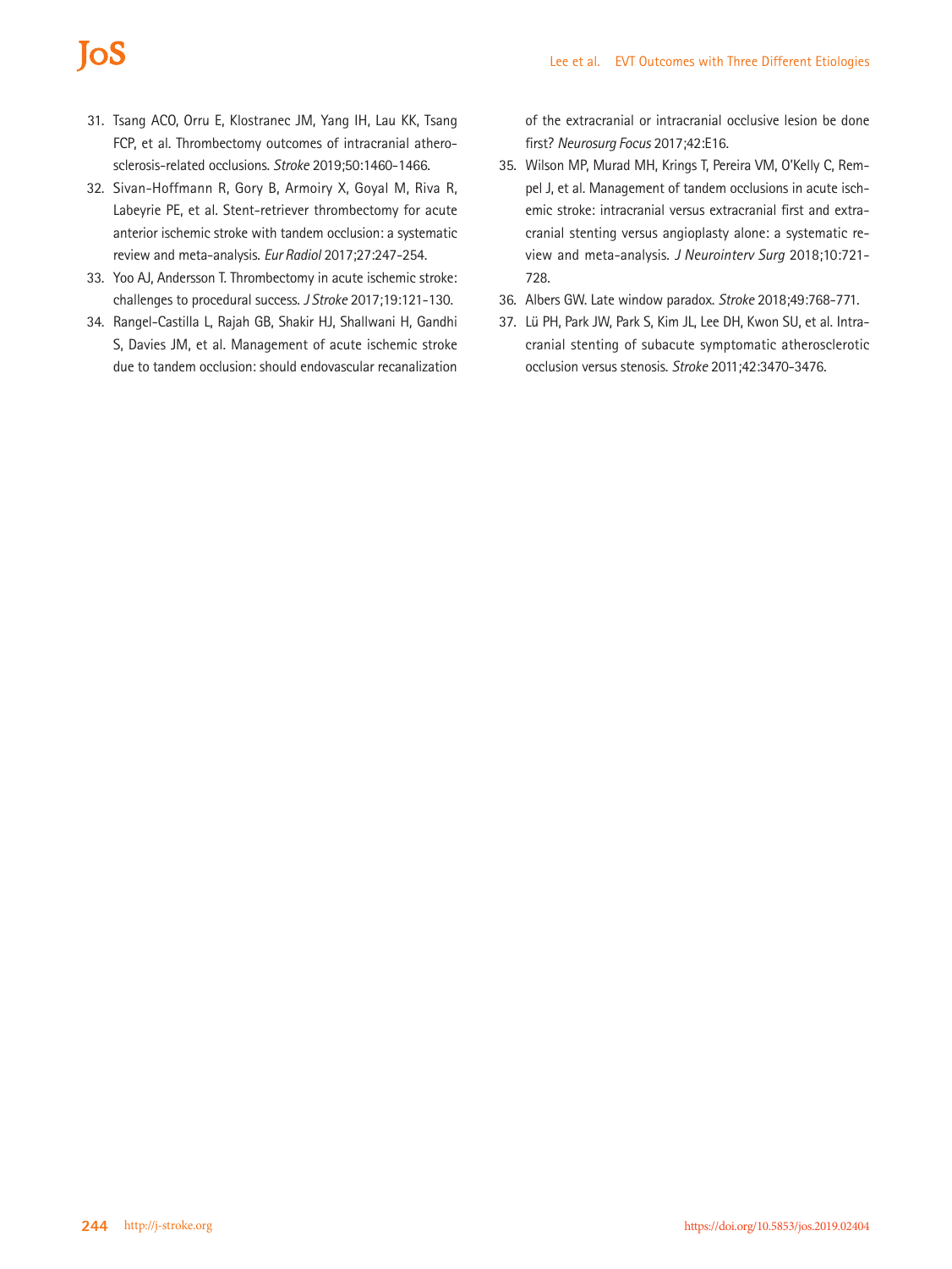31. Tsang ACO, Orru E, Klostranec JM, Yang IH, Lau KK, Tsang FCP, et al. Thrombectomy outcomes of intracranial atherosclerosis-related occlusions. *Stroke* 2019;50:1460-1466.
32. Sivan-Hoffmann R, Gory B, Armoiry X, Goyal M, Riva R, Labeyrie PE, et al. Stent-retriever thrombectomy for acute anterior ischemic stroke with tandem occlusion: a systematic review and meta-analysis. *Eur Radiol* 2017;27:247-254.
33. Yoo AJ, Andersson T. Thrombectomy in acute ischemic stroke: challenges to procedural success. *J Stroke* 2017;19:121-130.
34. Rangel-Castilla L, Rajah GB, Shakir HJ, Shallwani H, Gandhi S, Davies JM, et al. Management of acute ischemic stroke due to tandem occlusion: should endovascular recanalization of the extracranial or intracranial occlusive lesion be done first? *Neurosurg Focus* 2017;42:E16.
35. Wilson MP, Murad MH, Krings T, Pereira VM, O'Kelly C, Rempel J, et al. Management of tandem occlusions in acute ischemic stroke: intracranial versus extracranial first and extracranial stenting versus angioplasty alone: a systematic review and meta-analysis. *J Neurointerv Surg* 2018;10:721-728.
36. Albers GW. Late window paradox. *Stroke* 2018;49:768-771.
37. Lü PH, Park JW, Park S, Kim JL, Lee DH, Kwon SU, et al. Intracranial stenting of subacute symptomatic atherosclerotic occlusion versus stenosis. *Stroke* 2011;42:3470-3476.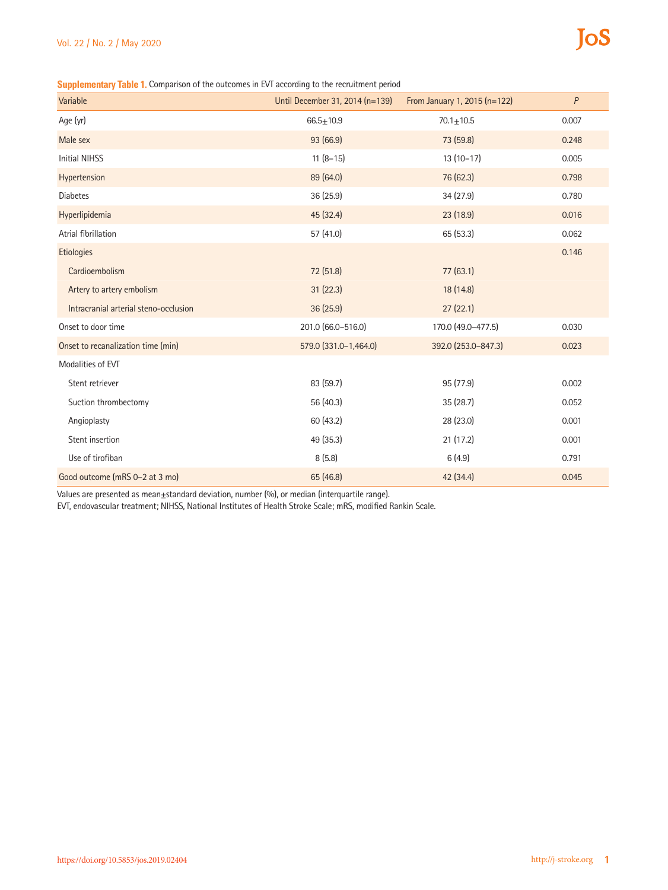**Supplementary Table 1.** Comparison of the outcomes in EVT according to the recruitment period

| Variable | Until December 31, 2014 (n=139) | From January 1, 2015 (n=122) | *P* |
|---|---|---|---|
| Age (yr) | 66.5±10.9 | 70.1±10.5 | 0.007 |
| Male sex | 93 (66.9) | 73 (59.8) | 0.248 |
| Initial NIHSS | 11 (8–15) | 13 (10–17) | 0.005 |
| Hypertension | 89 (64.0) | 76 (62.3) | 0.798 |
| Diabetes | 36 (25.9) | 34 (27.9) | 0.780 |
| Hyperlipidemia | 45 (32.4) | 23 (18.9) | 0.016 |
| Atrial fibrillation | 57 (41.0) | 65 (53.3) | 0.062 |
| Etiologies | | | 0.146 |
| Cardioembolism | 72 (51.8) | 77 (63.1) | |
| Artery to artery embolism | 31 (22.3) | 18 (14.8) | |
| Intracranial arterial steno-occlusion | 36 (25.9) | 27 (22.1) | |
| Onset to door time | 201.0 (66.0–516.0) | 170.0 (49.0–477.5) | 0.030 |
| Onset to recanalization time (min) | 579.0 (331.0–1,464.0) | 392.0 (253.0–847.3) | 0.023 |
| Modalities of EVT | | | |
| Stent retriever | 83 (59.7) | 95 (77.9) | 0.002 |
| Suction thrombectomy | 56 (40.3) | 35 (28.7) | 0.052 |
| Angioplasty | 60 (43.2) | 28 (23.0) | 0.001 |
| Stent insertion | 49 (35.3) | 21 (17.2) | 0.001 |
| Use of tirofiban | 8 (5.8) | 6 (4.9) | 0.791 |
| Good outcome (mRS 0–2 at 3 mo) | 65 (46.8) | 42 (34.4) | 0.045 |

Values are presented as mean±standard deviation, number (%), or median (interquartile range).
EVT, endovascular treatment; NIHSS, National Institutes of Health Stroke Scale; mRS, modified Rankin Scale.